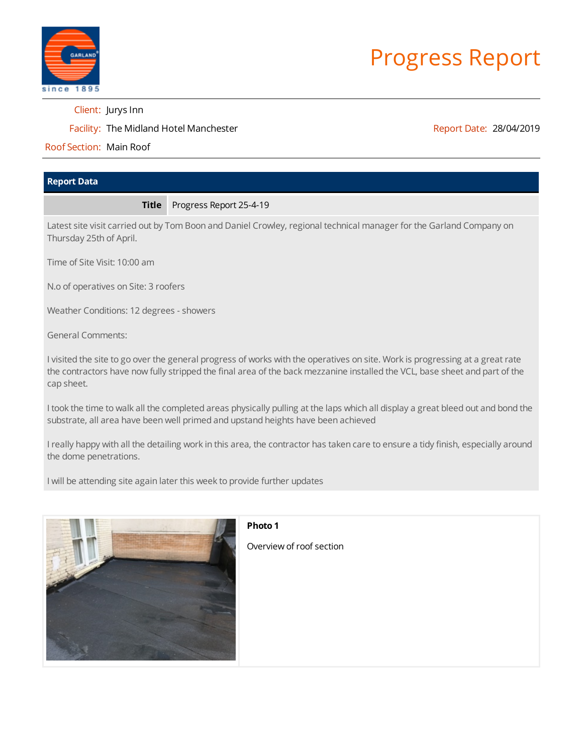# Progress Report

Client: Jurys Inn

Facility: The Midland Hotel Manchester

Report Date: 28/04/2019

Roof Section: Main Roof

## Report Data

| **Title** | Progress Report 25-4-19 |
|---|---|

Latest site visit carried out by Tom Boon and Daniel Crowley, regional technical manager for the Garland Company on Thursday 25th of April.

Time of Site Visit: 10:00 am

N.o of operatives on Site: 3 roofers

Weather Conditions: 12 degrees - showers

General Comments:

I visited the site to go over the general progress of works with the operatives on site. Work is progressing at a great rate the contractors have now fully stripped the final area of the back mezzanine installed the VCL, base sheet and part of the cap sheet.

I took the time to walk all the completed areas physically pulling at the laps which all display a great bleed out and bond the substrate, all area have been well primed and upstand heights have been achieved

I really happy with all the detailing work in this area, the contractor has taken care to ensure a tidy finish, especially around the dome penetrations.

I will be attending site again later this week to provide further updates

**Photo 1**

Overview of roof section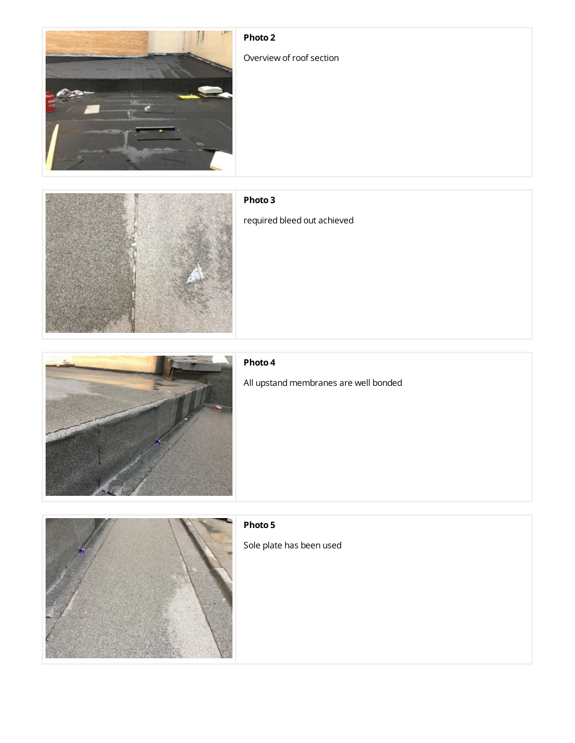**Photo 2**

Overview of roof section

**Photo 3**

required bleed out achieved

**Photo 4**

All upstand membranes are well bonded

**Photo 5**

Sole plate has been used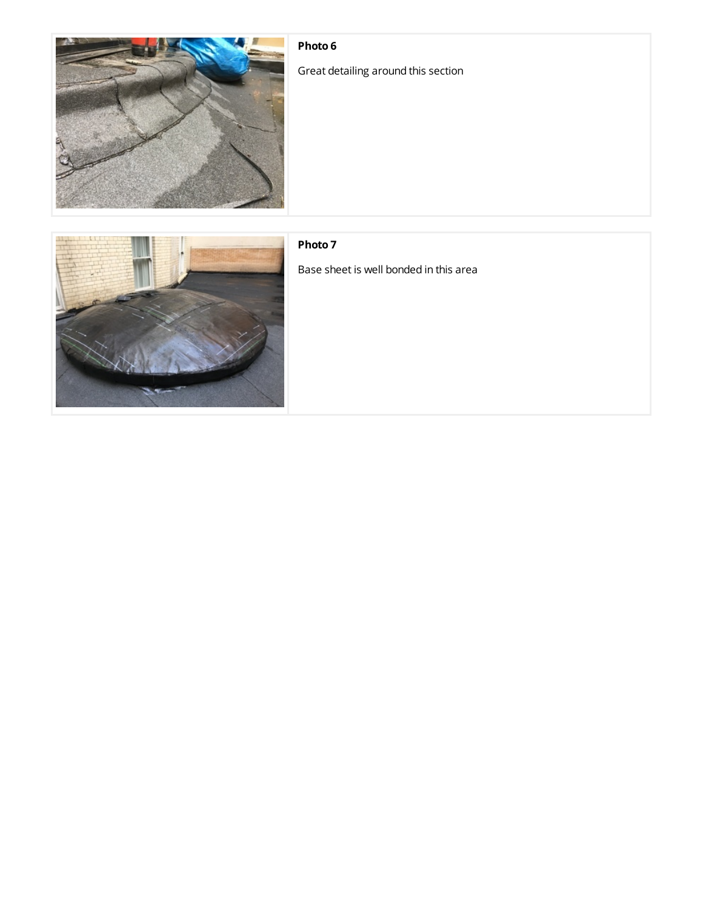**Photo 6**

Great detailing around this section

**Photo 7**

Base sheet is well bonded in this area